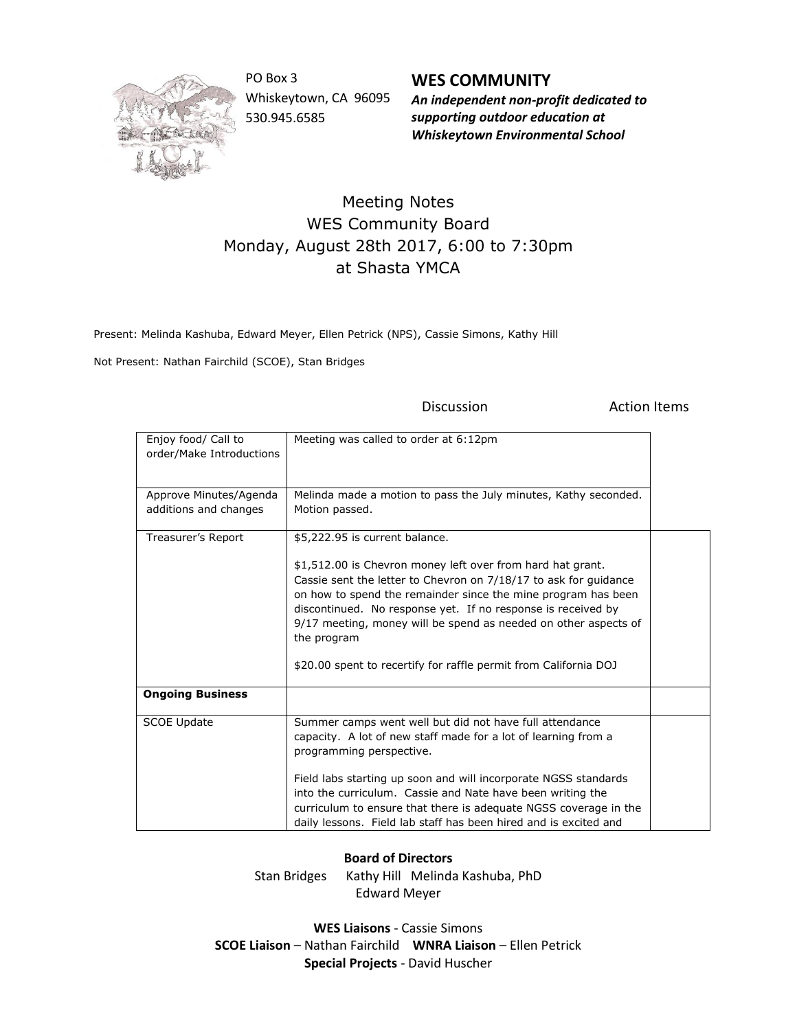PO Box 3
Whiskeytown, CA 96095
530.945.6585

**WES COMMUNITY**
***An independent non-profit dedicated to supporting outdoor education at Whiskeytown Environmental School***

# Meeting Notes
## WES Community Board
## Monday, August 28th 2017, 6:00 to 7:30pm
## at Shasta YMCA

Present: Melinda Kashuba, Edward Meyer, Ellen Petrick (NPS), Cassie Simons, Kathy Hill

Not Present: Nathan Fairchild (SCOE), Stan Bridges

| | Discussion | Action Items |
|---|---|---|
| Enjoy food/ Call to order/Make Introductions | Meeting was called to order at 6:12pm | |
| Approve Minutes/Agenda additions and changes | Melinda made a motion to pass the July minutes, Kathy seconded. Motion passed. | |
| Treasurer's Report | $5,222.95 is current balance.<br><br>$1,512.00 is Chevron money left over from hard hat grant. Cassie sent the letter to Chevron on 7/18/17 to ask for guidance on how to spend the remainder since the mine program has been discontinued. No response yet. If no response is received by 9/17 meeting, money will be spend as needed on other aspects of the program<br><br>$20.00 spent to recertify for raffle permit from California DOJ | |
| **Ongoing Business** | | |
| SCOE Update | Summer camps went well but did not have full attendance capacity. A lot of new staff made for a lot of learning from a programming perspective.<br><br>Field labs starting up soon and will incorporate NGSS standards into the curriculum. Cassie and Nate have been writing the curriculum to ensure that there is adequate NGSS coverage in the daily lessons. Field lab staff has been hired and is excited and | |

**Board of Directors**
Stan Bridges Kathy Hill Melinda Kashuba, PhD
Edward Meyer

**WES Liaisons** - Cassie Simons
**SCOE Liaison** – Nathan Fairchild **WNRA Liaison** – Ellen Petrick
**Special Projects** - David Huscher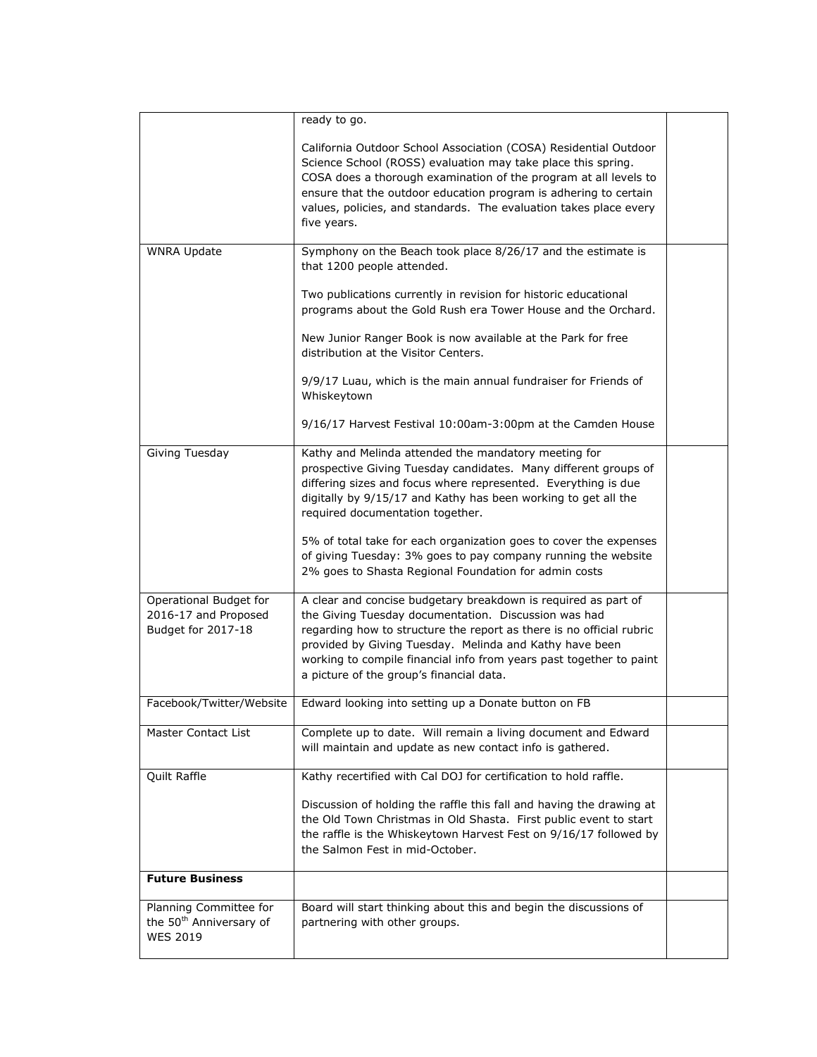| | | |
|---|---|---|
| | ready to go.<br><br>California Outdoor School Association (COSA) Residential Outdoor Science School (ROSS) evaluation may take place this spring. COSA does a thorough examination of the program at all levels to ensure that the outdoor education program is adhering to certain values, policies, and standards. The evaluation takes place every five years. | |
| WNRA Update | Symphony on the Beach took place 8/26/17 and the estimate is that 1200 people attended.<br><br>Two publications currently in revision for historic educational programs about the Gold Rush era Tower House and the Orchard.<br><br>New Junior Ranger Book is now available at the Park for free distribution at the Visitor Centers.<br><br>9/9/17 Luau, which is the main annual fundraiser for Friends of Whiskeytown<br><br>9/16/17 Harvest Festival 10:00am-3:00pm at the Camden House | |
| Giving Tuesday | Kathy and Melinda attended the mandatory meeting for prospective Giving Tuesday candidates. Many different groups of differing sizes and focus where represented. Everything is due digitally by 9/15/17 and Kathy has been working to get all the required documentation together.<br><br>5% of total take for each organization goes to cover the expenses of giving Tuesday: 3% goes to pay company running the website 2% goes to Shasta Regional Foundation for admin costs | |
| Operational Budget for 2016-17 and Proposed Budget for 2017-18 | A clear and concise budgetary breakdown is required as part of the Giving Tuesday documentation. Discussion was had regarding how to structure the report as there is no official rubric provided by Giving Tuesday. Melinda and Kathy have been working to compile financial info from years past together to paint a picture of the group's financial data. | |
| Facebook/Twitter/Website | Edward looking into setting up a Donate button on FB | |
| Master Contact List | Complete up to date. Will remain a living document and Edward will maintain and update as new contact info is gathered. | |
| Quilt Raffle | Kathy recertified with Cal DOJ for certification to hold raffle.<br><br>Discussion of holding the raffle this fall and having the drawing at the Old Town Christmas in Old Shasta. First public event to start the raffle is the Whiskeytown Harvest Fest on 9/16/17 followed by the Salmon Fest in mid-October. | |
| **Future Business** | | |
| Planning Committee for the 50th Anniversary of WES 2019 | Board will start thinking about this and begin the discussions of partnering with other groups. | |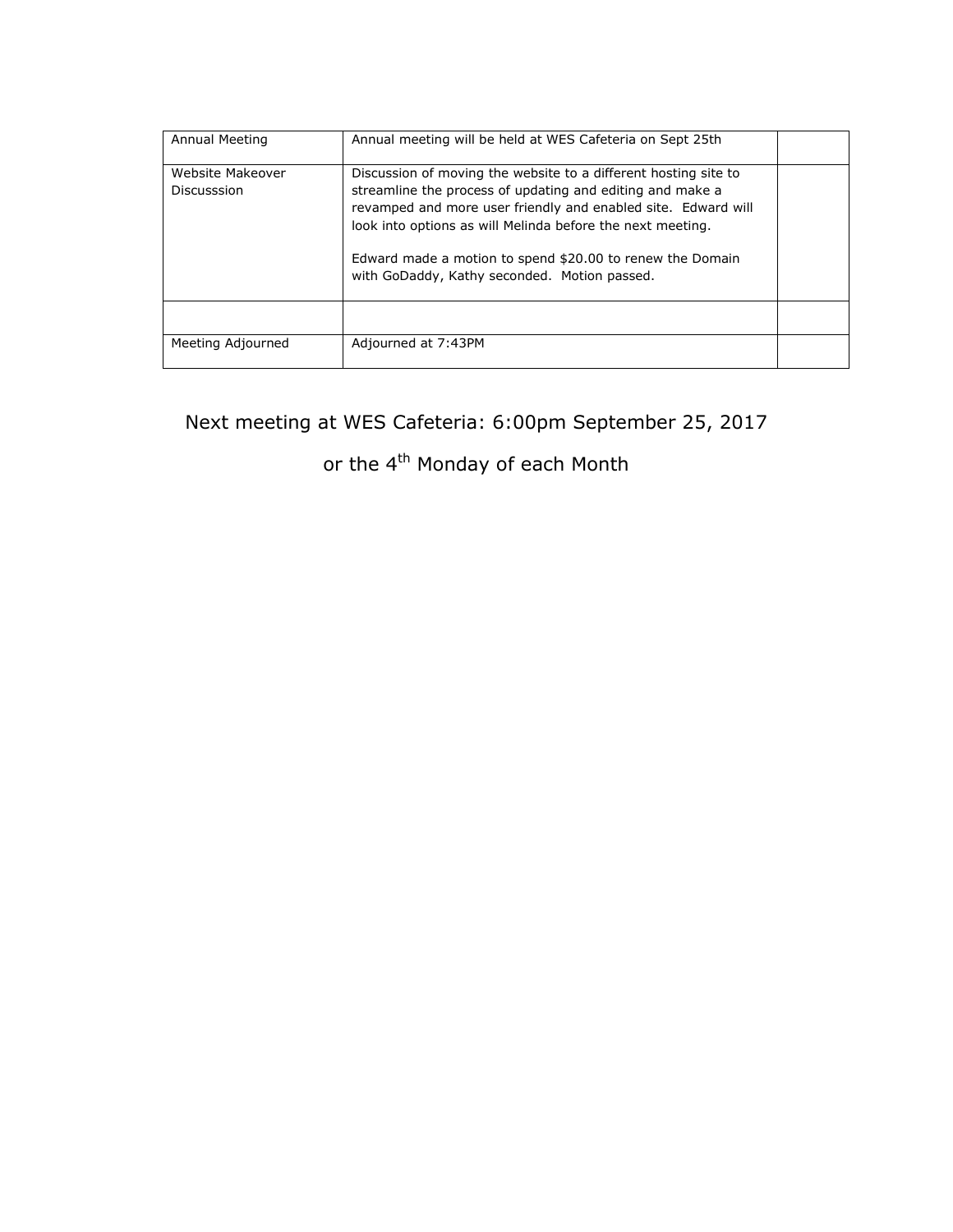| | | |
|---|---|---|
| Annual Meeting | Annual meeting will be held at WES Cafeteria on Sept 25th | |
| Website Makeover Discusssion | Discussion of moving the website to a different hosting site to streamline the process of updating and editing and make a revamped and more user friendly and enabled site. Edward will look into options as will Melinda before the next meeting.<br><br>Edward made a motion to spend $20.00 to renew the Domain with GoDaddy, Kathy seconded. Motion passed. | |
| | | |
| Meeting Adjourned | Adjourned at 7:43PM | |

Next meeting at WES Cafeteria: 6:00pm September 25, 2017

or the 4th Monday of each Month